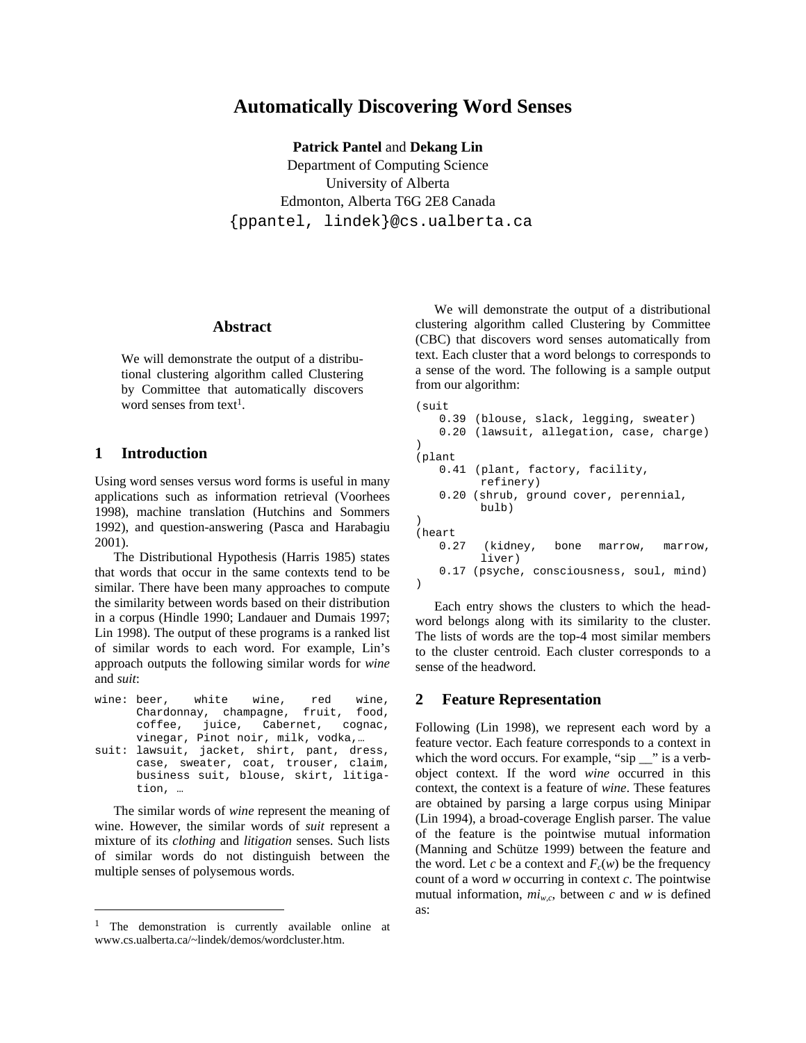# Automatically Discovering Word Senses

**Patrick Pantel** and **Dekang Lin**
Department of Computing Science
University of Alberta
Edmonton, Alberta T6G 2E8 Canada
{ppantel, lindek}@cs.ualberta.ca

## Abstract

We will demonstrate the output of a distributional clustering algorithm called Clustering by Committee that automatically discovers word senses from text[1].

## 1 Introduction

Using word senses versus word forms is useful in many applications such as information retrieval (Voorhees 1998), machine translation (Hutchins and Sommers 1992), and question-answering (Pasca and Harabagiu 2001).

The Distributional Hypothesis (Harris 1985) states that words that occur in the same contexts tend to be similar. There have been many approaches to compute the similarity between words based on their distribution in a corpus (Hindle 1990; Landauer and Dumais 1997; Lin 1998). The output of these programs is a ranked list of similar words to each word. For example, Lin's approach outputs the following similar words for *wine* and *suit*:

```
wine: beer, white wine, red wine,
      Chardonnay, champagne, fruit, food,
      coffee, juice, Cabernet, cognac,
      vinegar, Pinot noir, milk, vodka,…
suit: lawsuit, jacket, shirt, pant, dress,
      case, sweater, coat, trouser, claim,
      business suit, blouse, skirt, litiga-
      tion, …
```

The similar words of *wine* represent the meaning of wine. However, the similar words of *suit* represent a mixture of its *clothing* and *litigation* senses. Such lists of similar words do not distinguish between the multiple senses of polysemous words.

We will demonstrate the output of a distributional clustering algorithm called Clustering by Committee (CBC) that discovers word senses automatically from text. Each cluster that a word belongs to corresponds to a sense of the word. The following is a sample output from our algorithm:

```
(suit
    0.39 (blouse, slack, legging, sweater)
    0.20 (lawsuit, allegation, case, charge)
)
(plant
    0.41 (plant, factory, facility,
         refinery)
    0.20 (shrub, ground cover, perennial,
         bulb)
)
(heart
    0.27 (kidney, bone marrow, marrow,
         liver)
    0.17 (psyche, consciousness, soul, mind)
)
```

Each entry shows the clusters to which the headword belongs along with its similarity to the cluster. The lists of words are the top-4 most similar members to the cluster centroid. Each cluster corresponds to a sense of the headword.

## 2 Feature Representation

Following (Lin 1998), we represent each word by a feature vector. Each feature corresponds to a context in which the word occurs. For example, "sip __" is a verb-object context. If the word *wine* occurred in this context, the context is a feature of *wine*. These features are obtained by parsing a large corpus using Minipar (Lin 1994), a broad-coverage English parser. The value of the feature is the pointwise mutual information (Manning and Schütze 1999) between the feature and the word. Let $c$ be a context and $F_c(w)$ be the frequency count of a word $w$ occurring in context $c$. The pointwise mutual information, $mi_{w,c}$, between $c$ and $w$ is defined as:

[1] The demonstration is currently available online at www.cs.ualberta.ca/~lindek/demos/wordcluster.htm.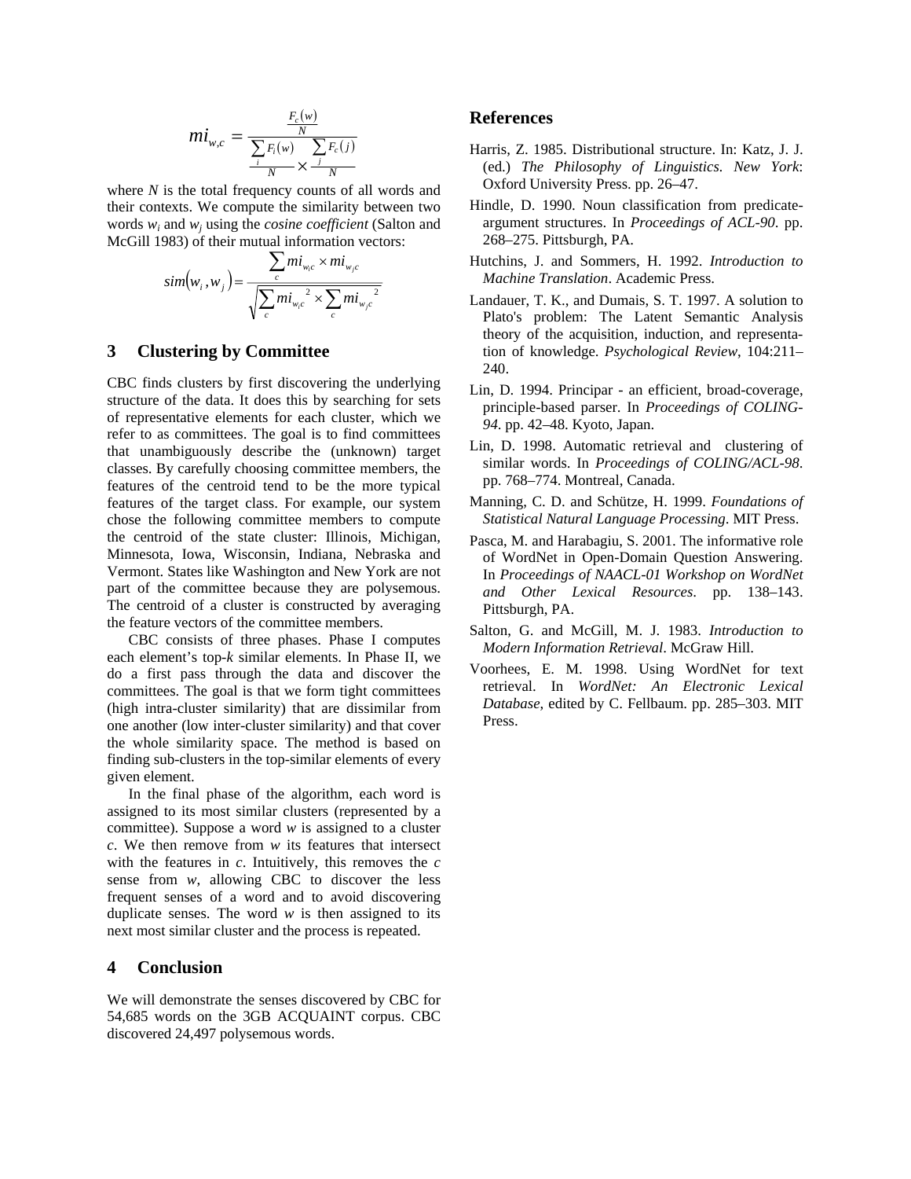$$mi_{w,c} = \frac{\frac{F_c(w)}{N}}{\frac{\sum_i F_i(w)}{N} \times \frac{\sum_j F_c(j)}{N}}$$

where $N$ is the total frequency counts of all words and their contexts. We compute the similarity between two words $w_i$ and $w_j$ using the *cosine coefficient* (Salton and McGill 1983) of their mutual information vectors:

$$sim(w_i, w_j) = \frac{\sum_c mi_{w_i c} \times mi_{w_j c}}{\sqrt{\sum_c mi_{w_i c}^2 \times \sum_c mi_{w_j c}^2}}$$

## 3 Clustering by Committee

CBC finds clusters by first discovering the underlying structure of the data. It does this by searching for sets of representative elements for each cluster, which we refer to as committees. The goal is to find committees that unambiguously describe the (unknown) target classes. By carefully choosing committee members, the features of the centroid tend to be the more typical features of the target class. For example, our system chose the following committee members to compute the centroid of the state cluster: Illinois, Michigan, Minnesota, Iowa, Wisconsin, Indiana, Nebraska and Vermont. States like Washington and New York are not part of the committee because they are polysemous. The centroid of a cluster is constructed by averaging the feature vectors of the committee members.

CBC consists of three phases. Phase I computes each element's top-$k$ similar elements. In Phase II, we do a first pass through the data and discover the committees. The goal is that we form tight committees (high intra-cluster similarity) that are dissimilar from one another (low inter-cluster similarity) and that cover the whole similarity space. The method is based on finding sub-clusters in the top-similar elements of every given element.

In the final phase of the algorithm, each word is assigned to its most similar clusters (represented by a committee). Suppose a word $w$ is assigned to a cluster $c$. We then remove from $w$ its features that intersect with the features in $c$. Intuitively, this removes the $c$ sense from $w$, allowing CBC to discover the less frequent senses of a word and to avoid discovering duplicate senses. The word $w$ is then assigned to its next most similar cluster and the process is repeated.

## 4 Conclusion

We will demonstrate the senses discovered by CBC for 54,685 words on the 3GB ACQUAINT corpus. CBC discovered 24,497 polysemous words.

## References

Harris, Z. 1985. Distributional structure. In: Katz, J. J. (ed.) *The Philosophy of Linguistics. New York*: Oxford University Press. pp. 26–47.

Hindle, D. 1990. Noun classification from predicate-argument structures. In *Proceedings of ACL-90*. pp. 268–275. Pittsburgh, PA.

Hutchins, J. and Sommers, H. 1992. *Introduction to Machine Translation*. Academic Press.

Landauer, T. K., and Dumais, S. T. 1997. A solution to Plato's problem: The Latent Semantic Analysis theory of the acquisition, induction, and representation of knowledge. *Psychological Review*, 104:211–240.

Lin, D. 1994. Principar - an efficient, broad-coverage, principle-based parser. In *Proceedings of COLING-94*. pp. 42–48. Kyoto, Japan.

Lin, D. 1998. Automatic retrieval and clustering of similar words. In *Proceedings of COLING/ACL-98*. pp. 768–774. Montreal, Canada.

Manning, C. D. and Schütze, H. 1999. *Foundations of Statistical Natural Language Processing*. MIT Press.

Pasca, M. and Harabagiu, S. 2001. The informative role of WordNet in Open-Domain Question Answering. In *Proceedings of NAACL-01 Workshop on WordNet and Other Lexical Resources*. pp. 138–143. Pittsburgh, PA.

Salton, G. and McGill, M. J. 1983. *Introduction to Modern Information Retrieval*. McGraw Hill.

Voorhees, E. M. 1998. Using WordNet for text retrieval. In *WordNet: An Electronic Lexical Database*, edited by C. Fellbaum. pp. 285–303. MIT Press.